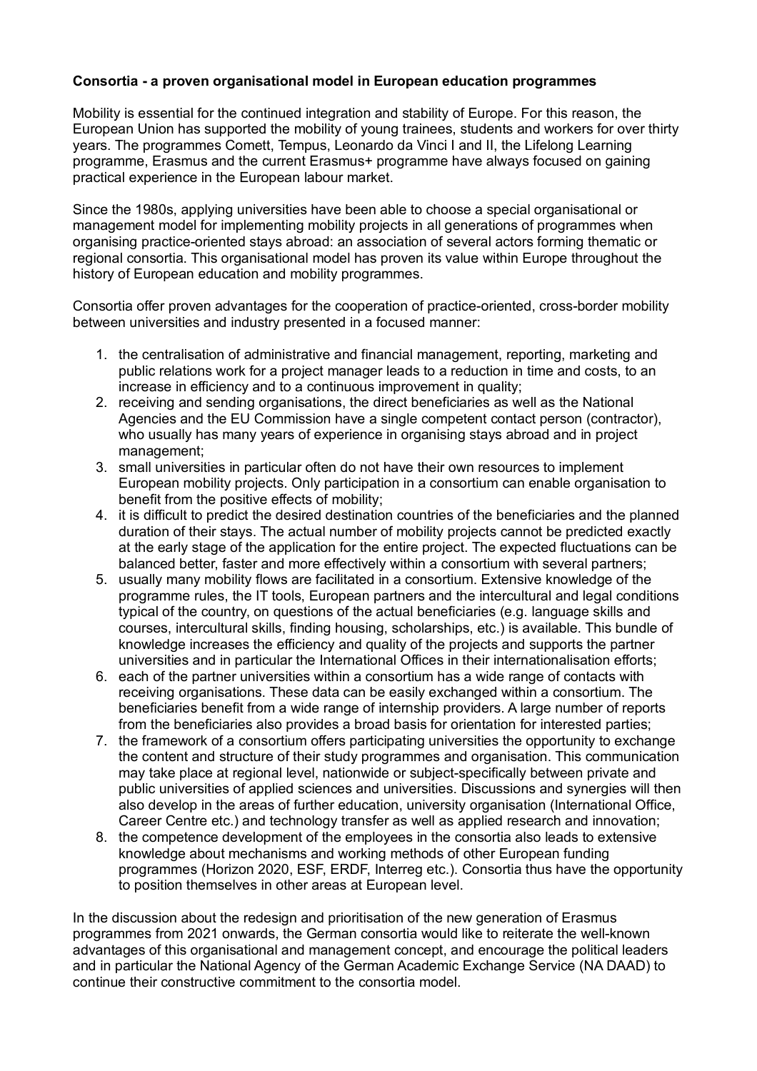**Consortia - a proven organisational model in European education programmes**

Mobility is essential for the continued integration and stability of Europe. For this reason, the European Union has supported the mobility of young trainees, students and workers for over thirty years. The programmes Comett, Tempus, Leonardo da Vinci I and II, the Lifelong Learning programme, Erasmus and the current Erasmus+ programme have always focused on gaining practical experience in the European labour market.

Since the 1980s, applying universities have been able to choose a special organisational or management model for implementing mobility projects in all generations of programmes when organising practice-oriented stays abroad: an association of several actors forming thematic or regional consortia. This organisational model has proven its value within Europe throughout the history of European education and mobility programmes.

Consortia offer proven advantages for the cooperation of practice-oriented, cross-border mobility between universities and industry presented in a focused manner:

1. the centralisation of administrative and financial management, reporting, marketing and public relations work for a project manager leads to a reduction in time and costs, to an increase in efficiency and to a continuous improvement in quality;
2. receiving and sending organisations, the direct beneficiaries as well as the National Agencies and the EU Commission have a single competent contact person (contractor), who usually has many years of experience in organising stays abroad and in project management;
3. small universities in particular often do not have their own resources to implement European mobility projects. Only participation in a consortium can enable organisation to benefit from the positive effects of mobility;
4. it is difficult to predict the desired destination countries of the beneficiaries and the planned duration of their stays. The actual number of mobility projects cannot be predicted exactly at the early stage of the application for the entire project. The expected fluctuations can be balanced better, faster and more effectively within a consortium with several partners;
5. usually many mobility flows are facilitated in a consortium. Extensive knowledge of the programme rules, the IT tools, European partners and the intercultural and legal conditions typical of the country, on questions of the actual beneficiaries (e.g. language skills and courses, intercultural skills, finding housing, scholarships, etc.) is available. This bundle of knowledge increases the efficiency and quality of the projects and supports the partner universities and in particular the International Offices in their internationalisation efforts;
6. each of the partner universities within a consortium has a wide range of contacts with receiving organisations. These data can be easily exchanged within a consortium. The beneficiaries benefit from a wide range of internship providers. A large number of reports from the beneficiaries also provides a broad basis for orientation for interested parties;
7. the framework of a consortium offers participating universities the opportunity to exchange the content and structure of their study programmes and organisation. This communication may take place at regional level, nationwide or subject-specifically between private and public universities of applied sciences and universities. Discussions and synergies will then also develop in the areas of further education, university organisation (International Office, Career Centre etc.) and technology transfer as well as applied research and innovation;
8. the competence development of the employees in the consortia also leads to extensive knowledge about mechanisms and working methods of other European funding programmes (Horizon 2020, ESF, ERDF, Interreg etc.). Consortia thus have the opportunity to position themselves in other areas at European level.

In the discussion about the redesign and prioritisation of the new generation of Erasmus programmes from 2021 onwards, the German consortia would like to reiterate the well-known advantages of this organisational and management concept, and encourage the political leaders and in particular the National Agency of the German Academic Exchange Service (NA DAAD) to continue their constructive commitment to the consortia model.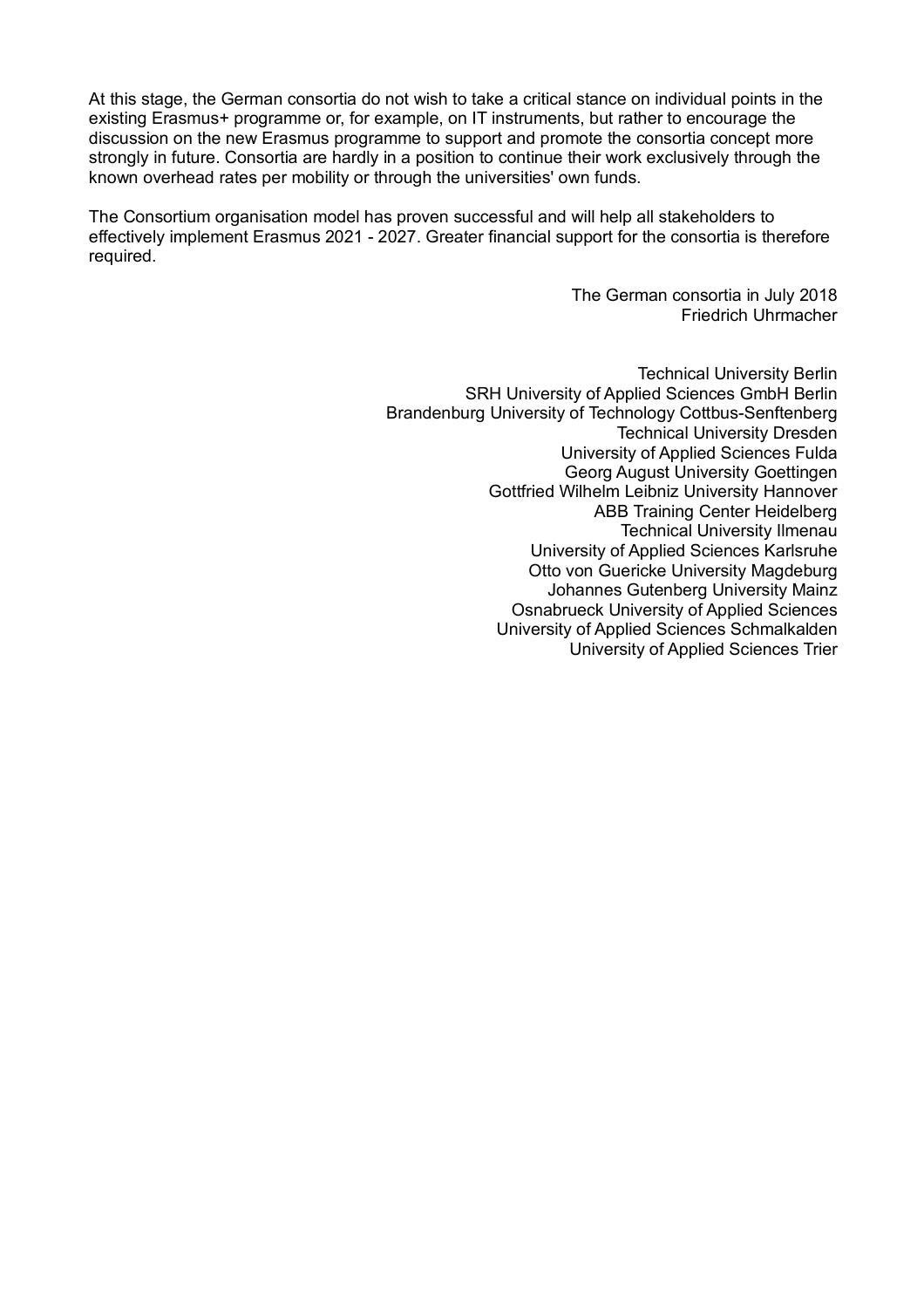At this stage, the German consortia do not wish to take a critical stance on individual points in the existing Erasmus+ programme or, for example, on IT instruments, but rather to encourage the discussion on the new Erasmus programme to support and promote the consortia concept more strongly in future. Consortia are hardly in a position to continue their work exclusively through the known overhead rates per mobility or through the universities' own funds.

The Consortium organisation model has proven successful and will help all stakeholders to effectively implement Erasmus 2021 - 2027. Greater financial support for the consortia is therefore required.

The German consortia in July 2018
Friedrich Uhrmacher

Technical University Berlin
SRH University of Applied Sciences GmbH Berlin
Brandenburg University of Technology Cottbus-Senftenberg
Technical University Dresden
University of Applied Sciences Fulda
Georg August University Goettingen
Gottfried Wilhelm Leibniz University Hannover
ABB Training Center Heidelberg
Technical University Ilmenau
University of Applied Sciences Karlsruhe
Otto von Guericke University Magdeburg
Johannes Gutenberg University Mainz
Osnabrueck University of Applied Sciences
University of Applied Sciences Schmalkalden
University of Applied Sciences Trier